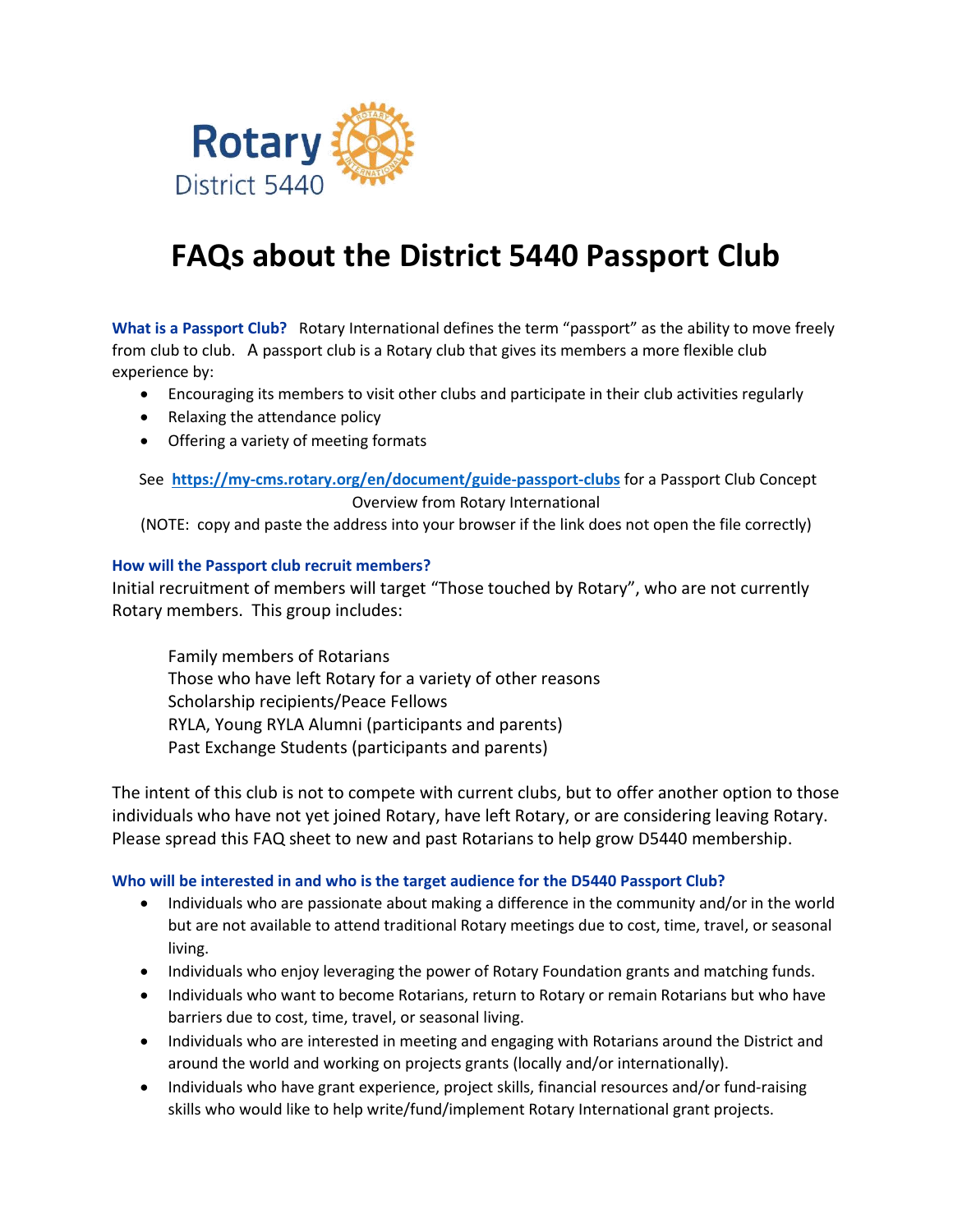Rotary District 5440

# FAQs about the District 5440 Passport Club

**What is a Passport Club?** Rotary International defines the term "passport" as the ability to move freely from club to club. A passport club is a Rotary club that gives its members a more flexible club experience by:

- Encouraging its members to visit other clubs and participate in their club activities regularly
- Relaxing the attendance policy
- Offering a variety of meeting formats

See **https://my-cms.rotary.org/en/document/guide-passport-clubs** for a Passport Club Concept Overview from Rotary International

(NOTE: copy and paste the address into your browser if the link does not open the file correctly)

**How will the Passport club recruit members?**

Initial recruitment of members will target "Those touched by Rotary", who are not currently Rotary members. This group includes:

Family members of Rotarians
Those who have left Rotary for a variety of other reasons
Scholarship recipients/Peace Fellows
RYLA, Young RYLA Alumni (participants and parents)
Past Exchange Students (participants and parents)

The intent of this club is not to compete with current clubs, but to offer another option to those individuals who have not yet joined Rotary, have left Rotary, or are considering leaving Rotary. Please spread this FAQ sheet to new and past Rotarians to help grow D5440 membership.

**Who will be interested in and who is the target audience for the D5440 Passport Club?**

- Individuals who are passionate about making a difference in the community and/or in the world but are not available to attend traditional Rotary meetings due to cost, time, travel, or seasonal living.
- Individuals who enjoy leveraging the power of Rotary Foundation grants and matching funds.
- Individuals who want to become Rotarians, return to Rotary or remain Rotarians but who have barriers due to cost, time, travel, or seasonal living.
- Individuals who are interested in meeting and engaging with Rotarians around the District and around the world and working on projects grants (locally and/or internationally).
- Individuals who have grant experience, project skills, financial resources and/or fund-raising skills who would like to help write/fund/implement Rotary International grant projects.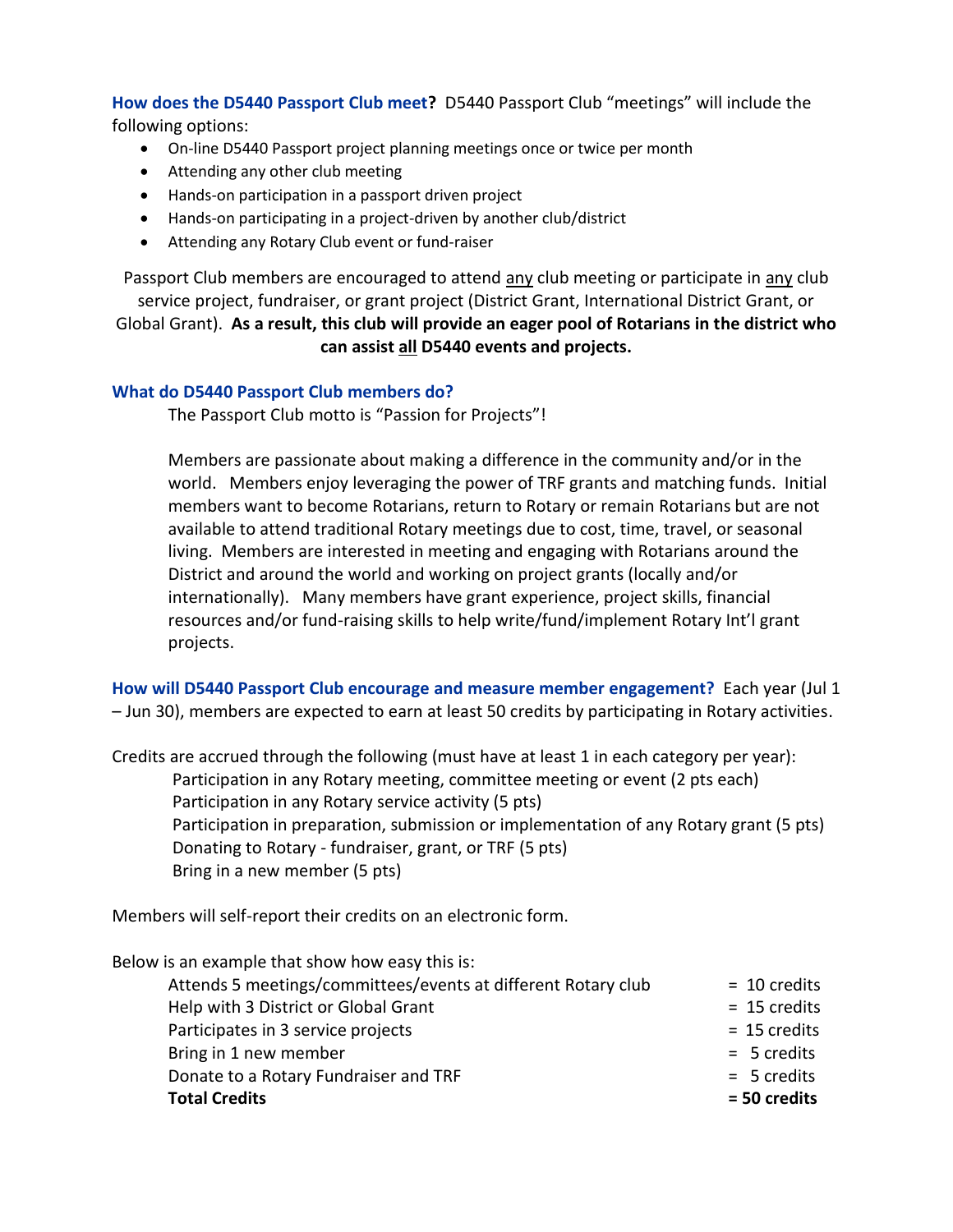**How does the D5440 Passport Club meet?** D5440 Passport Club "meetings" will include the following options:

- On-line D5440 Passport project planning meetings once or twice per month
- Attending any other club meeting
- Hands-on participation in a passport driven project
- Hands-on participating in a project-driven by another club/district
- Attending any Rotary Club event or fund-raiser

Passport Club members are encouraged to attend any club meeting or participate in any club service project, fundraiser, or grant project (District Grant, International District Grant, or Global Grant). **As a result, this club will provide an eager pool of Rotarians in the district who can assist all D5440 events and projects.**

**What do D5440 Passport Club members do?**

The Passport Club motto is "Passion for Projects"!

Members are passionate about making a difference in the community and/or in the world. Members enjoy leveraging the power of TRF grants and matching funds. Initial members want to become Rotarians, return to Rotary or remain Rotarians but are not available to attend traditional Rotary meetings due to cost, time, travel, or seasonal living. Members are interested in meeting and engaging with Rotarians around the District and around the world and working on project grants (locally and/or internationally). Many members have grant experience, project skills, financial resources and/or fund-raising skills to help write/fund/implement Rotary Int'l grant projects.

**How will D5440 Passport Club encourage and measure member engagement?** Each year (Jul 1 – Jun 30), members are expected to earn at least 50 credits by participating in Rotary activities.

Credits are accrued through the following (must have at least 1 in each category per year):

- Participation in any Rotary meeting, committee meeting or event (2 pts each)
- Participation in any Rotary service activity (5 pts)
- Participation in preparation, submission or implementation of any Rotary grant (5 pts)
- Donating to Rotary - fundraiser, grant, or TRF (5 pts)
- Bring in a new member (5 pts)

Members will self-report their credits on an electronic form.

Below is an example that show how easy this is:

| | |
|---|---|
| Attends 5 meetings/committees/events at different Rotary club | = 10 credits |
| Help with 3 District or Global Grant | = 15 credits |
| Participates in 3 service projects | = 15 credits |
| Bring in 1 new member | = 5 credits |
| Donate to a Rotary Fundraiser and TRF | = 5 credits |
| **Total Credits** | **= 50 credits** |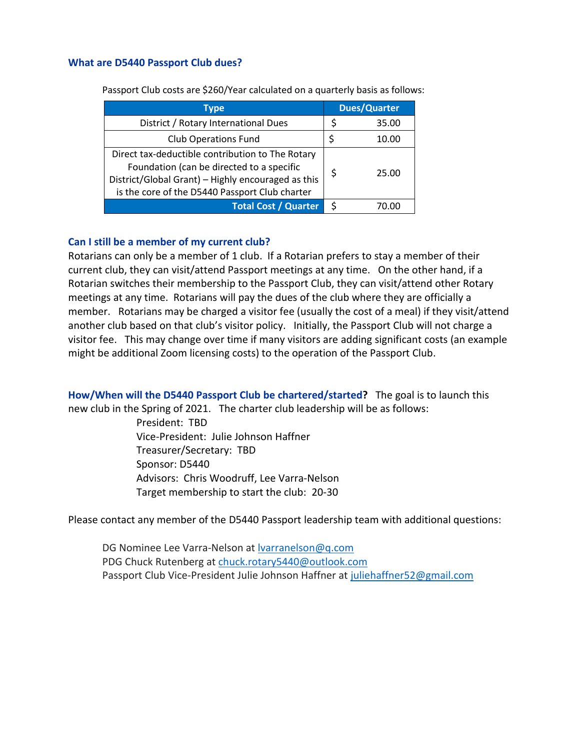### What are D5440 Passport Club dues?

Passport Club costs are $260/Year calculated on a quarterly basis as follows:

| Type | Dues/Quarter |
|---|---|
| District / Rotary International Dues | $ 35.00 |
| Club Operations Fund | $ 10.00 |
| Direct tax-deductible contribution to The Rotary Foundation (can be directed to a specific District/Global Grant) – Highly encouraged as this is the core of the D5440 Passport Club charter | $ 25.00 |
| **Total Cost / Quarter** | $ 70.00 |

### Can I still be a member of my current club?

Rotarians can only be a member of 1 club. If a Rotarian prefers to stay a member of their current club, they can visit/attend Passport meetings at any time. On the other hand, if a Rotarian switches their membership to the Passport Club, they can visit/attend other Rotary meetings at any time. Rotarians will pay the dues of the club where they are officially a member. Rotarians may be charged a visitor fee (usually the cost of a meal) if they visit/attend another club based on that club's visitor policy. Initially, the Passport Club will not charge a visitor fee. This may change over time if many visitors are adding significant costs (an example might be additional Zoom licensing costs) to the operation of the Passport Club.

**How/When will the D5440 Passport Club be chartered/started?** The goal is to launch this new club in the Spring of 2021. The charter club leadership will be as follows:

President: TBD
Vice-President: Julie Johnson Haffner
Treasurer/Secretary: TBD
Sponsor: D5440
Advisors: Chris Woodruff, Lee Varra-Nelson
Target membership to start the club: 20-30

Please contact any member of the D5440 Passport leadership team with additional questions:

DG Nominee Lee Varra-Nelson at lvarranelson@q.com
PDG Chuck Rutenberg at chuck.rotary5440@outlook.com
Passport Club Vice-President Julie Johnson Haffner at juliehaffner52@gmail.com